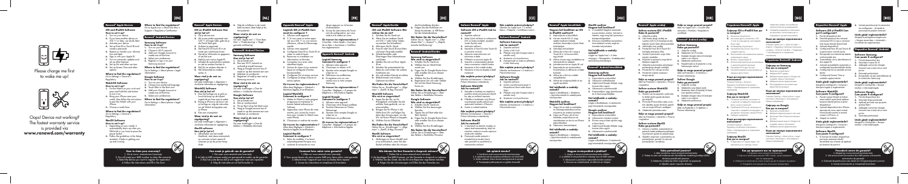# [EN]

## Renewd® Apple Devices

### iOS and iPadOS Software
**How to set it up?**

1. Turn on your device.
2. If you have another device on iOS 11 or later, use Quick Start.
3. Activate your device.
4. Set up Face ID or Touch ID and create a passcode.
5. Restore or transfer your information and data.
6. Sign in with your Apple ID.
7. Turn on automatic updates and set up other features.
8. Set up Siri and other services.
9. Set up Screen Time and other options.

**Where to find the regulations?**
Go to Settings > General > Legal & Regulatory.

### WatchOS Software
**How to set it up?**

1. Put the Watch on your wrist and press and hold the side button to turn it on.
2. Bring your iPhone near your watch, then follow the instructions to pair the Watch with your iPhone.
3. Choose a watch face.

**Where to find the regulations?**
Go to Settings > General > Regulatory.

### MacOS Software
**How to set it up?**

1. Depending on your model, it automatically starts up when you lift the lid or press the power button.
2. Follow the guidelines in the Setup assistant, it helps to getting your up and running.

**Where to find the regulations?**
Go to Apple Support in About > Support > Regulatory Certification.

## Renewd® Android Devices

### Samsung Software
**How do I set it up?**

1. Turn on your device.
2. Select your language.
3. Connect to a network.
4. Add your Google Account or create a new one.
5. Select your preferences.
6. Register or sign in to your Samsung account.

**Where to find the regulations?**
Go to Settings > About phone > Legal information.

### Google Software
**How do I set it up?**

1. Turn on your device.
2. Choose your preferred language.
3. Touch Start on the Start menu.
4. Sign in with your Google Account or create a new one.
5. Select your preferences.

**Where to find the regulations?**
Go to Settings > About phone > Legal information.

Please charge me first to wake me up!

Oops! Device not working?
The fastest warranty service is provided via **www.renewd.com/warranty**

**How to claim your warranty?**
1. Go to www.renewd.com/warranty
2. Fill out your IMEI number or serial number to identify your device
3. Select the device you want to repair and describe the issue
4. Follow the instructions and fill in the form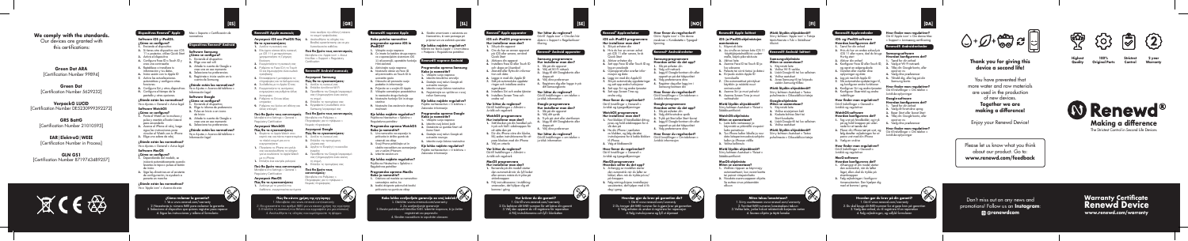**We comply with the standards.**
Our devices are granted with this certifications:

**Green Dot ARA**
[Certification Number 99894]

**Green Dot**
[Certification Number 56299232]

**VerpackG LUCID**
[Certification Number DE5230999392272]

**GRS BottG**
[Certification Number 21010593]

**EAR | ElektroG | WEEE**
[Certification Number in Process]

**GLN GS1**
[Certification Number 8719743489257]

**Thank you for giving this device a second life!**

You have prevented that more water and raw materials are used in the production of new devices.
**Together we are making a difference!**

Enjoy your Renewd Device!

Highest Quality | 100% Original Parts | Strictest Control | 2 year Warranty

**Renewd®**
**Making a difference**
The Strictest Control in Second Life Devices

Please let us know what you think about our product. Go to:
**www.renewd.com/feedback**

Don't miss out on any news and promotions! Follow us on Instagram: **@renewdcom**

**Warranty Certificate**
**Renewd Device**
**www.renewd.com/warranty**